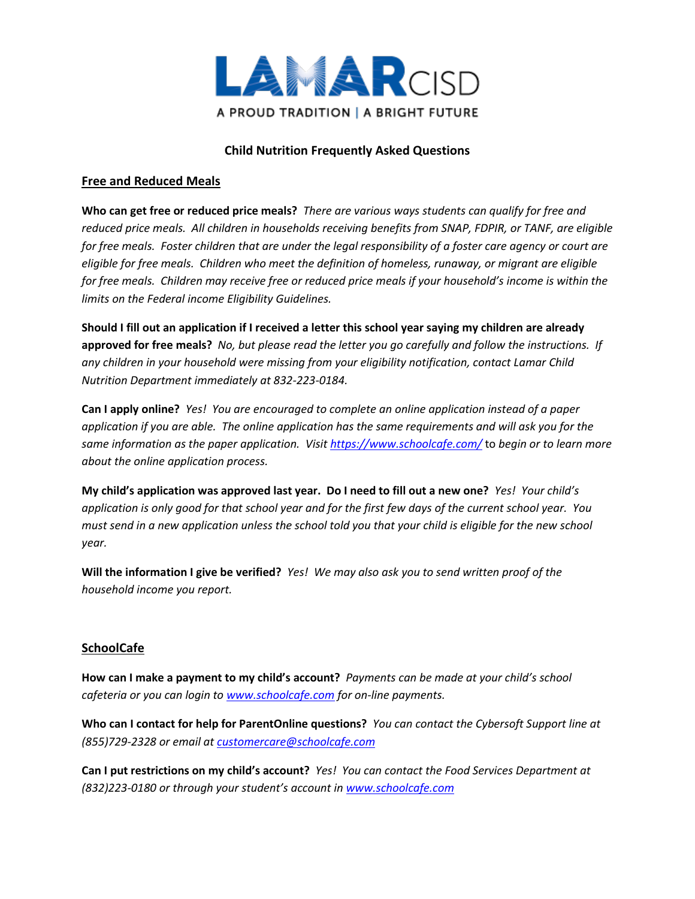LAMAR CISD

A PROUD TRADITION | A BRIGHT FUTURE

# Child Nutrition Frequently Asked Questions

## Free and Reduced Meals

**Who can get free or reduced price meals?** *There are various ways students can qualify for free and reduced price meals. All children in households receiving benefits from SNAP, FDPIR, or TANF, are eligible for free meals. Foster children that are under the legal responsibility of a foster care agency or court are eligible for free meals. Children who meet the definition of homeless, runaway, or migrant are eligible for free meals. Children may receive free or reduced price meals if your household's income is within the limits on the Federal income Eligibility Guidelines.*

**Should I fill out an application if I received a letter this school year saying my children are already approved for free meals?** *No, but please read the letter you go carefully and follow the instructions. If any children in your household were missing from your eligibility notification, contact Lamar Child Nutrition Department immediately at 832-223-0184.*

**Can I apply online?** *Yes! You are encouraged to complete an online application instead of a paper application if you are able. The online application has the same requirements and will ask you for the same information as the paper application. Visit* [https://www.schoolcafe.com/](https://www.schoolcafe.com/) *to begin or to learn more about the online application process.*

**My child's application was approved last year. Do I need to fill out a new one?** *Yes! Your child's application is only good for that school year and for the first few days of the current school year. You must send in a new application unless the school told you that your child is eligible for the new school year.*

**Will the information I give be verified?** *Yes! We may also ask you to send written proof of the household income you report.*

## SchoolCafe

**How can I make a payment to my child's account?** *Payments can be made at your child's school cafeteria or you can login to* [www.schoolcafe.com](www.schoolcafe.com) *for on-line payments.*

**Who can I contact for help for ParentOnline questions?** *You can contact the Cybersoft Support line at (855)729-2328 or email at* [customercare@schoolcafe.com](mailto:customercare@schoolcafe.com)

**Can I put restrictions on my child's account?** *Yes! You can contact the Food Services Department at (832)223-0180 or through your student's account in* [www.schoolcafe.com](www.schoolcafe.com)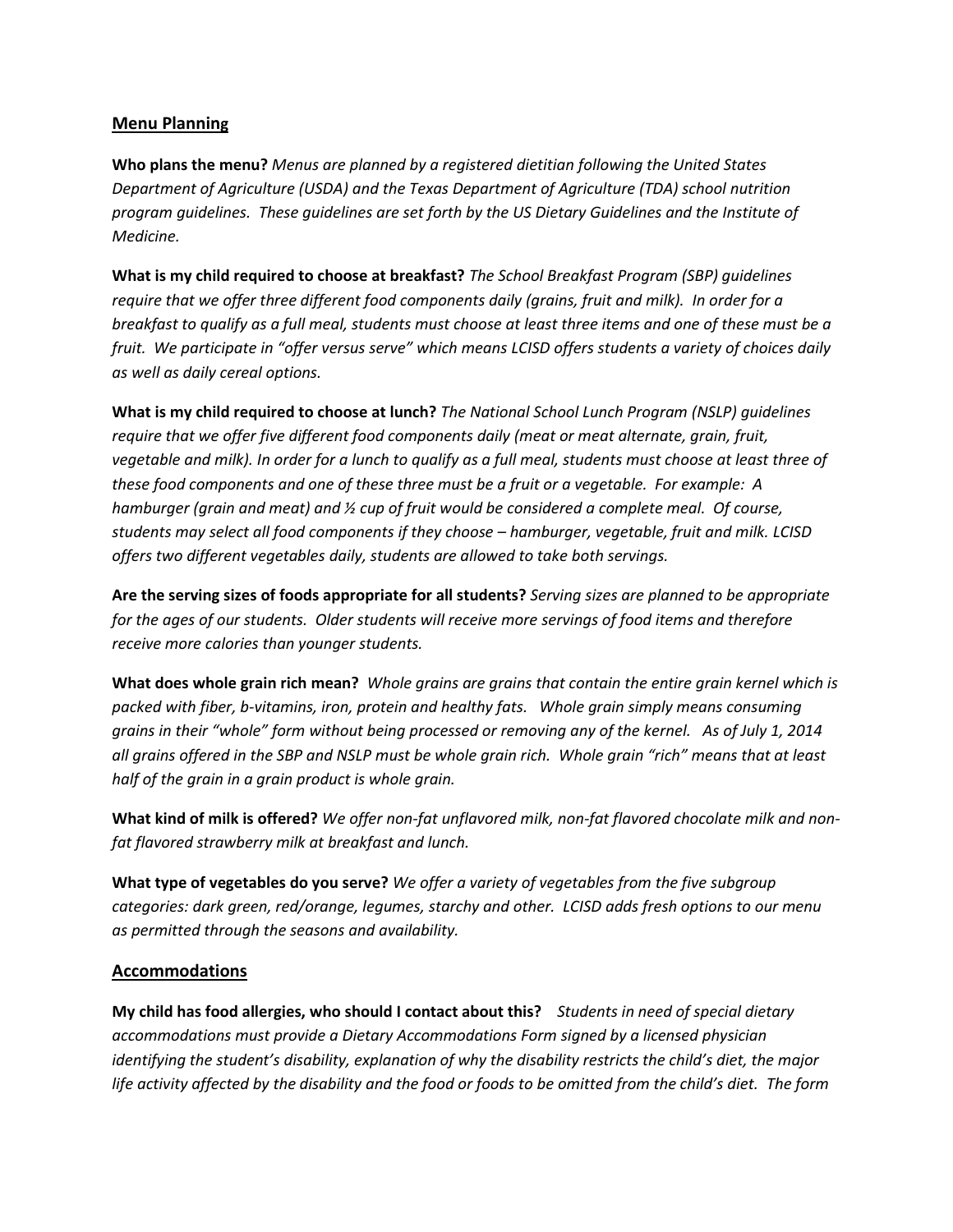## Menu Planning

**Who plans the menu?** *Menus are planned by a registered dietitian following the United States Department of Agriculture (USDA) and the Texas Department of Agriculture (TDA) school nutrition program guidelines. These guidelines are set forth by the US Dietary Guidelines and the Institute of Medicine.*

**What is my child required to choose at breakfast?** *The School Breakfast Program (SBP) guidelines require that we offer three different food components daily (grains, fruit and milk). In order for a breakfast to qualify as a full meal, students must choose at least three items and one of these must be a fruit. We participate in "offer versus serve" which means LCISD offers students a variety of choices daily as well as daily cereal options.*

**What is my child required to choose at lunch?** *The National School Lunch Program (NSLP) guidelines require that we offer five different food components daily (meat or meat alternate, grain, fruit, vegetable and milk). In order for a lunch to qualify as a full meal, students must choose at least three of these food components and one of these three must be a fruit or a vegetable. For example: A hamburger (grain and meat) and ½ cup of fruit would be considered a complete meal. Of course, students may select all food components if they choose – hamburger, vegetable, fruit and milk. LCISD offers two different vegetables daily, students are allowed to take both servings.*

**Are the serving sizes of foods appropriate for all students?** *Serving sizes are planned to be appropriate for the ages of our students. Older students will receive more servings of food items and therefore receive more calories than younger students.*

**What does whole grain rich mean?** *Whole grains are grains that contain the entire grain kernel which is packed with fiber, b-vitamins, iron, protein and healthy fats. Whole grain simply means consuming grains in their "whole" form without being processed or removing any of the kernel. As of July 1, 2014 all grains offered in the SBP and NSLP must be whole grain rich. Whole grain "rich" means that at least half of the grain in a grain product is whole grain.*

**What kind of milk is offered?** *We offer non-fat unflavored milk, non-fat flavored chocolate milk and non-fat flavored strawberry milk at breakfast and lunch.*

**What type of vegetables do you serve?** *We offer a variety of vegetables from the five subgroup categories: dark green, red/orange, legumes, starchy and other. LCISD adds fresh options to our menu as permitted through the seasons and availability.*

## Accommodations

**My child has food allergies, who should I contact about this?** *Students in need of special dietary accommodations must provide a Dietary Accommodations Form signed by a licensed physician identifying the student's disability, explanation of why the disability restricts the child's diet, the major life activity affected by the disability and the food or foods to be omitted from the child's diet. The form*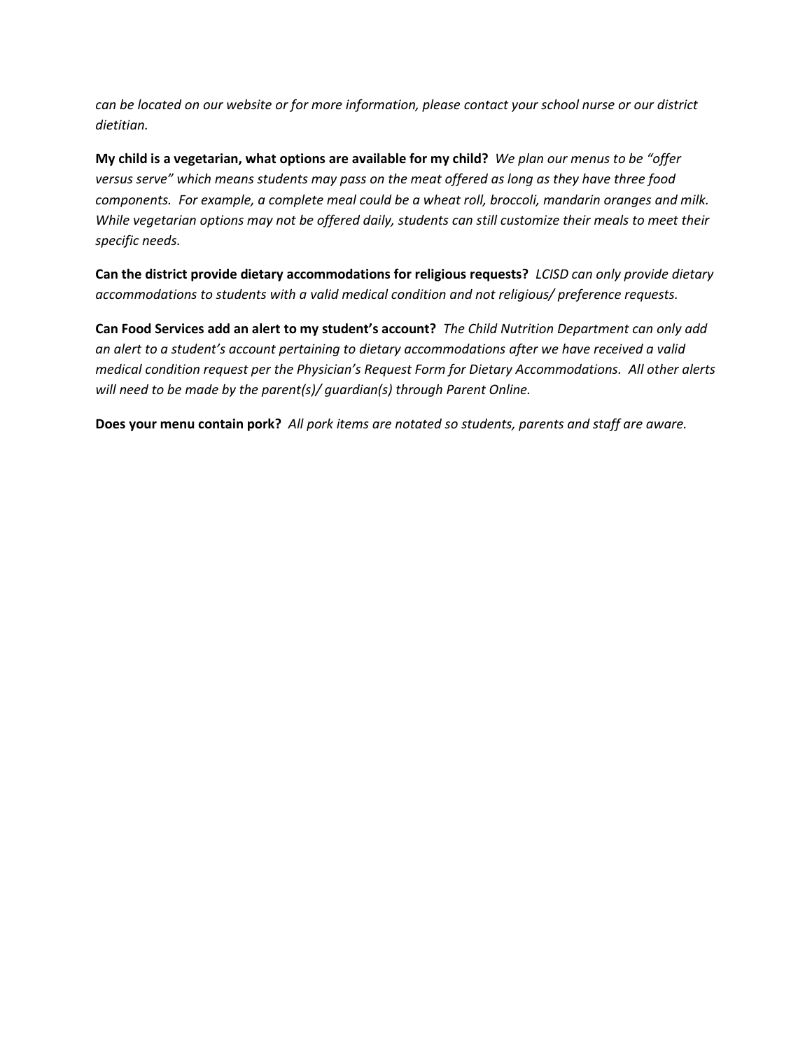*can be located on our website or for more information, please contact your school nurse or our district dietitian.*

**My child is a vegetarian, what options are available for my child?** *We plan our menus to be "offer versus serve" which means students may pass on the meat offered as long as they have three food components. For example, a complete meal could be a wheat roll, broccoli, mandarin oranges and milk. While vegetarian options may not be offered daily, students can still customize their meals to meet their specific needs.*

**Can the district provide dietary accommodations for religious requests?** *LCISD can only provide dietary accommodations to students with a valid medical condition and not religious/ preference requests.*

**Can Food Services add an alert to my student's account?** *The Child Nutrition Department can only add an alert to a student's account pertaining to dietary accommodations after we have received a valid medical condition request per the Physician's Request Form for Dietary Accommodations. All other alerts will need to be made by the parent(s)/ guardian(s) through Parent Online.*

**Does your menu contain pork?** *All pork items are notated so students, parents and staff are aware.*